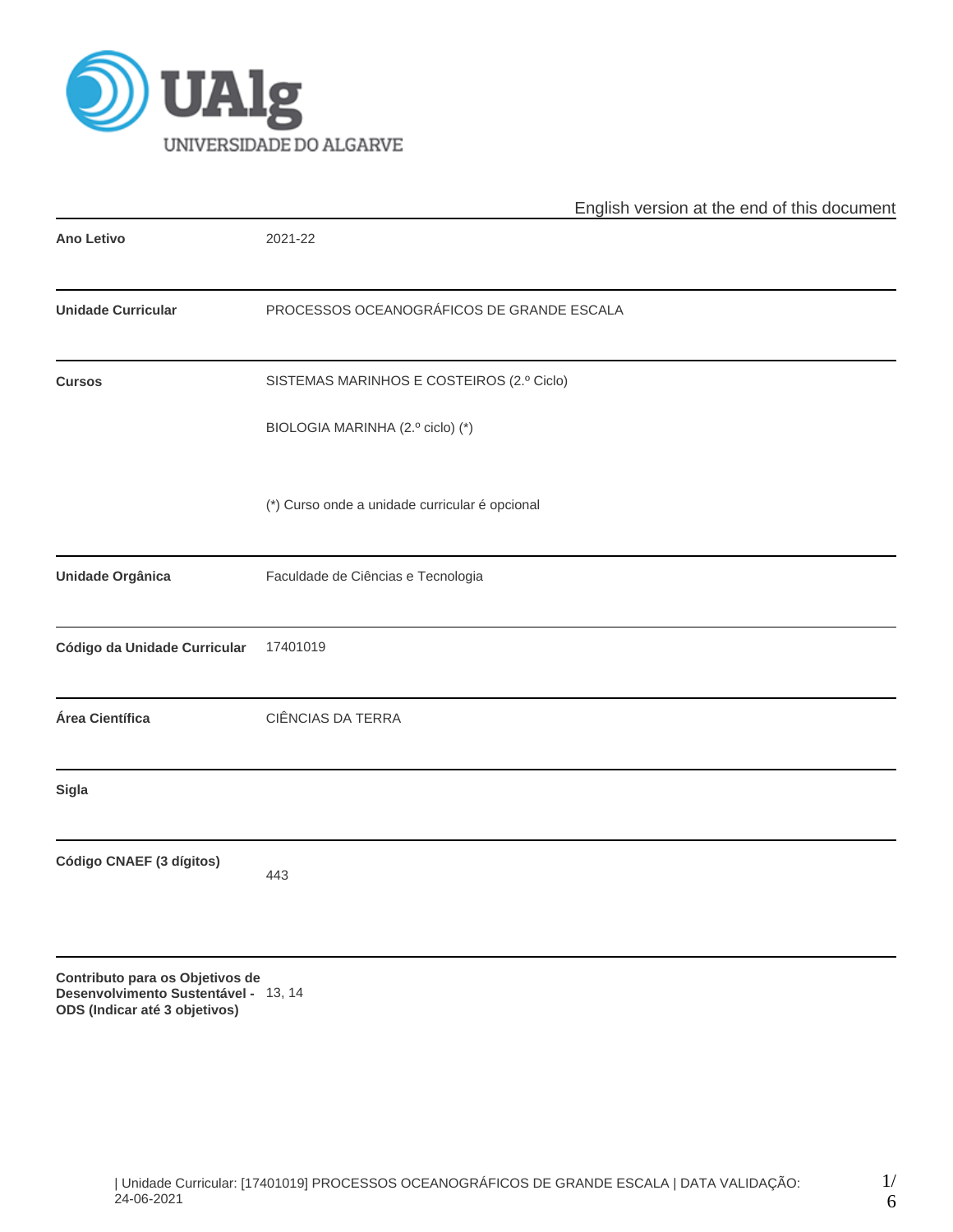English version at the end of this document

| | |
|---|---|
| **Ano Letivo** | 2021-22 |
| **Unidade Curricular** | PROCESSOS OCEANOGRÁFICOS DE GRANDE ESCALA |
| **Cursos** | SISTEMAS MARINHOS E COSTEIROS (2.º Ciclo)<br><br>BIOLOGIA MARINHA (2.º ciclo) (*)<br><br>(*) Curso onde a unidade curricular é opcional |
| **Unidade Orgânica** | Faculdade de Ciências e Tecnologia |
| **Código da Unidade Curricular** | 17401019 |
| **Área Científica** | CIÊNCIAS DA TERRA |
| **Sigla** | |
| **Código CNAEF (3 dígitos)** | 443 |
| **Contributo para os Objetivos de Desenvolvimento Sustentável - ODS (Indicar até 3 objetivos)** | 13, 14 |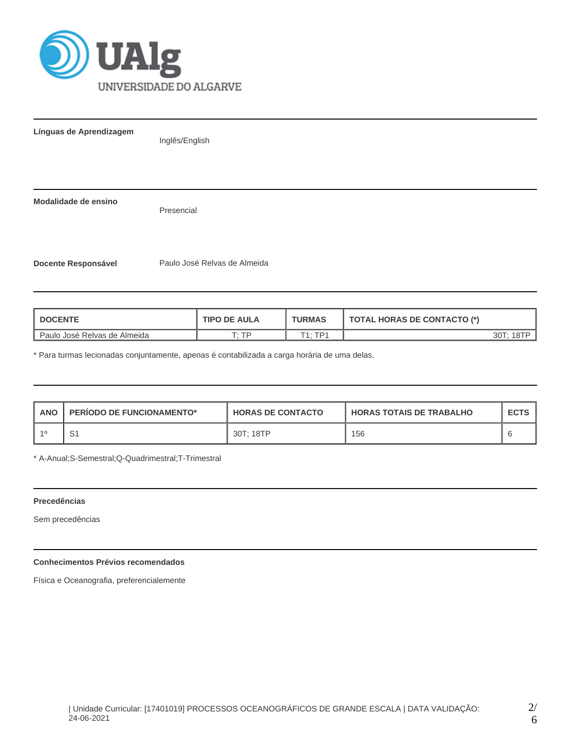**Línguas de Aprendizagem**

Inglês/English

**Modalidade de ensino**

Presencial

**Docente Responsável**

Paulo José Relvas de Almeida

| DOCENTE | TIPO DE AULA | TURMAS | TOTAL HORAS DE CONTACTO (*) |
|---|---|---|---|
| Paulo José Relvas de Almeida | T; TP | T1; TP1 | 30T; 18TP |

* Para turmas lecionadas conjuntamente, apenas é contabilizada a carga horária de uma delas.

| ANO | PERÍODO DE FUNCIONAMENTO* | HORAS DE CONTACTO | HORAS TOTAIS DE TRABALHO | ECTS |
|---|---|---|---|---|
| 1º | S1 | 30T; 18TP | 156 | 6 |

* A-Anual;S-Semestral;Q-Quadrimestral;T-Trimestral

**Precedências**

Sem precedências

**Conhecimentos Prévios recomendados**

Física e Oceanografia, preferencialemente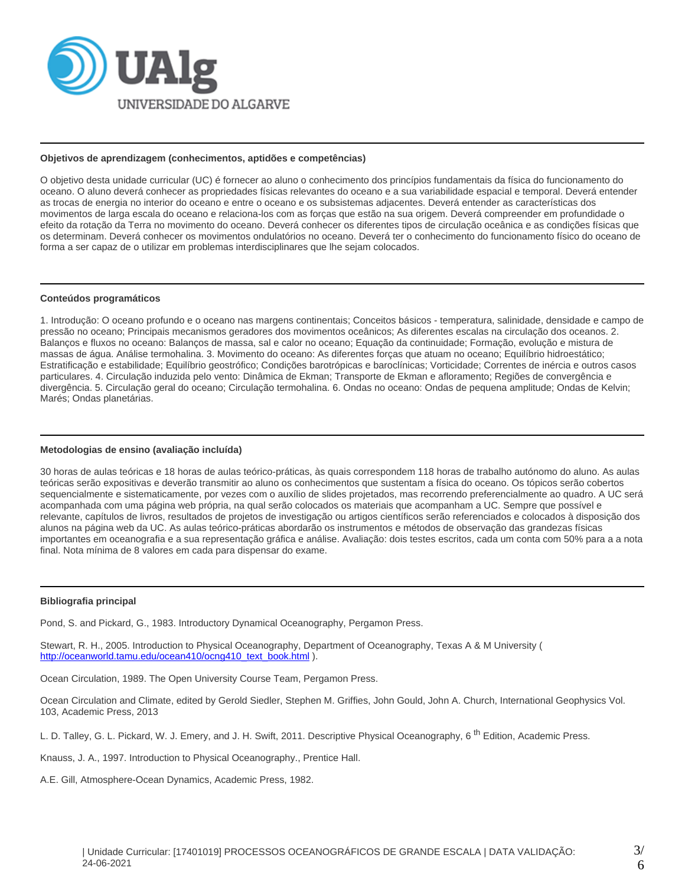## Objetivos de aprendizagem (conhecimentos, aptidões e competências)

O objetivo desta unidade curricular (UC) é fornecer ao aluno o conhecimento dos princípios fundamentais da física do funcionamento do oceano. O aluno deverá conhecer as propriedades físicas relevantes do oceano e a sua variabilidade espacial e temporal. Deverá entender as trocas de energia no interior do oceano e entre o oceano e os subsistemas adjacentes. Deverá entender as características dos movimentos de larga escala do oceano e relaciona-los com as forças que estão na sua origem. Deverá compreender em profundidade o efeito da rotação da Terra no movimento do oceano. Deverá conhecer os diferentes tipos de circulação oceânica e as condições físicas que os determinam. Deverá conhecer os movimentos ondulatórios no oceano. Deverá ter o conhecimento do funcionamento físico do oceano de forma a ser capaz de o utilizar em problemas interdisciplinares que lhe sejam colocados.

## Conteúdos programáticos

1. Introdução: O oceano profundo e o oceano nas margens continentais; Conceitos básicos - temperatura, salinidade, densidade e campo de pressão no oceano; Principais mecanismos geradores dos movimentos oceânicos; As diferentes escalas na circulação dos oceanos. 2. Balanços e fluxos no oceano: Balanços de massa, sal e calor no oceano; Equação da continuidade; Formação, evolução e mistura de massas de água. Análise termohalina. 3. Movimento do oceano: As diferentes forças que atuam no oceano; Equilíbrio hidroestático; Estratificação e estabilidade; Equilíbrio geostrófico; Condições barotrópicas e baroclínicas; Vorticidade; Correntes de inércia e outros casos particulares. 4. Circulação induzida pelo vento: Dinâmica de Ekman; Transporte de Ekman e afloramento; Regiões de convergência e divergência. 5. Circulação geral do oceano; Circulação termohalina. 6. Ondas no oceano: Ondas de pequena amplitude; Ondas de Kelvin; Marés; Ondas planetárias.

## Metodologias de ensino (avaliação incluída)

30 horas de aulas teóricas e 18 horas de aulas teórico-práticas, às quais correspondem 118 horas de trabalho autónomo do aluno. As aulas teóricas serão expositivas e deverão transmitir ao aluno os conhecimentos que sustentam a física do oceano. Os tópicos serão cobertos sequencialmente e sistematicamente, por vezes com o auxílio de slides projetados, mas recorrendo preferencialmente ao quadro. A UC será acompanhada com uma página web própria, na qual serão colocados os materiais que acompanham a UC. Sempre que possível e relevante, capítulos de livros, resultados de projetos de investigação ou artigos científicos serão referenciados e colocados à disposição dos alunos na página web da UC. As aulas teórico-práticas abordarão os instrumentos e métodos de observação das grandezas físicas importantes em oceanografia e a sua representação gráfica e análise. Avaliação: dois testes escritos, cada um conta com 50% para a a nota final. Nota mínima de 8 valores em cada para dispensar do exame.

## Bibliografia principal

Pond, S. and Pickard, G., 1983. Introductory Dynamical Oceanography, Pergamon Press.

Stewart, R. H., 2005. Introduction to Physical Oceanography, Department of Oceanography, Texas A & M University ( http://oceanworld.tamu.edu/ocean410/ocng410_text_book.html ).

Ocean Circulation, 1989. The Open University Course Team, Pergamon Press.

Ocean Circulation and Climate, edited by Gerold Siedler, Stephen M. Griffies, John Gould, John A. Church, International Geophysics Vol. 103, Academic Press, 2013

L. D. Talley, G. L. Pickard, W. J. Emery, and J. H. Swift, 2011. Descriptive Physical Oceanography, 6 th Edition, Academic Press.

Knauss, J. A., 1997. Introduction to Physical Oceanography., Prentice Hall.

A.E. Gill, Atmosphere-Ocean Dynamics, Academic Press, 1982.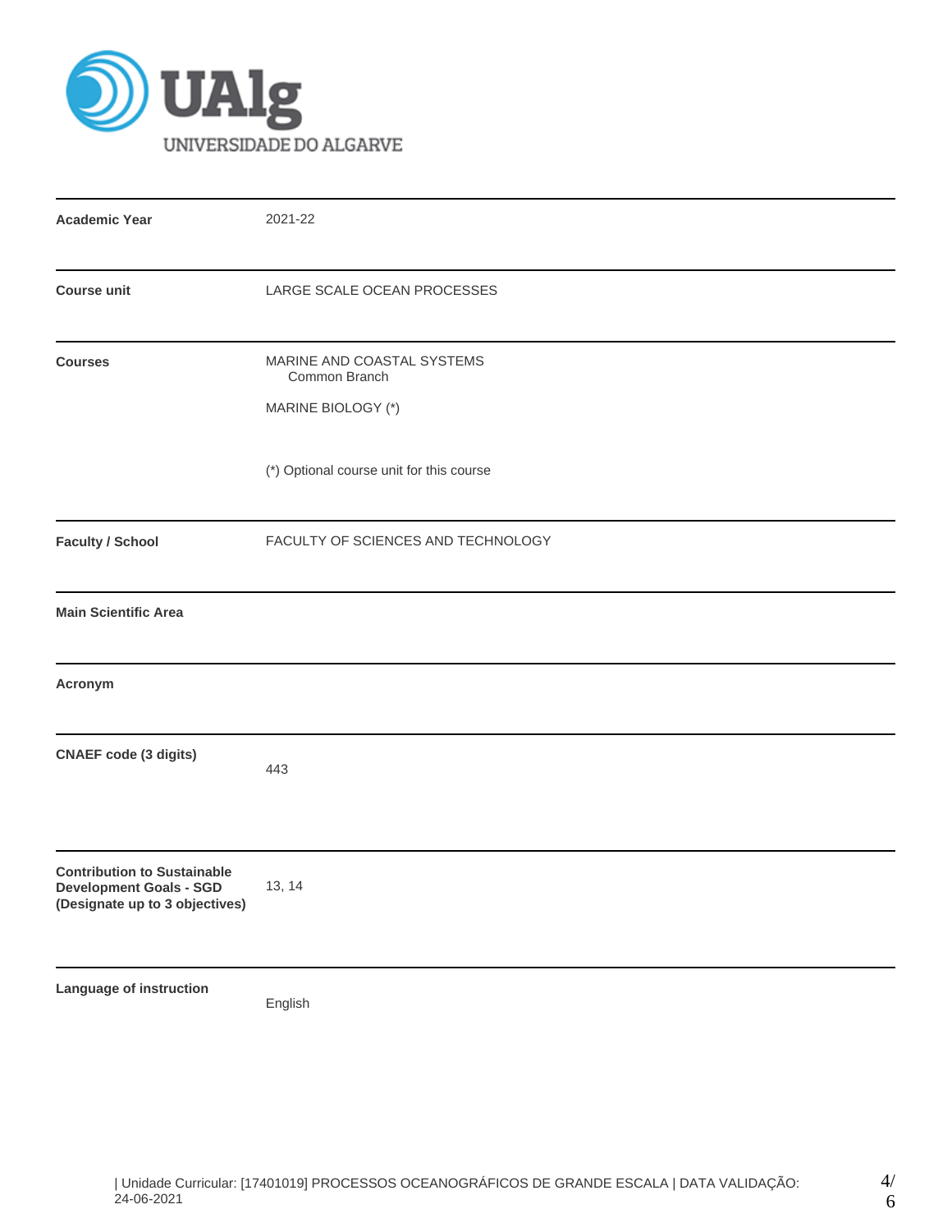UAlg
UNIVERSIDADE DO ALGARVE

| | |
|---|---|
| **Academic Year** | 2021-22 |
| **Course unit** | LARGE SCALE OCEAN PROCESSES |
| **Courses** | MARINE AND COASTAL SYSTEMS<br>Common Branch<br><br>MARINE BIOLOGY (*)<br><br>(*) Optional course unit for this course |
| **Faculty / School** | FACULTY OF SCIENCES AND TECHNOLOGY |
| **Main Scientific Area** | |
| **Acronym** | |
| **CNAEF code (3 digits)** | 443 |
| **Contribution to Sustainable Development Goals - SGD (Designate up to 3 objectives)** | 13, 14 |
| **Language of instruction** | English |

| Unidade Curricular: [17401019] PROCESSOS OCEANOGRÁFICOS DE GRANDE ESCALA | DATA VALIDAÇÃO: 24-06-2021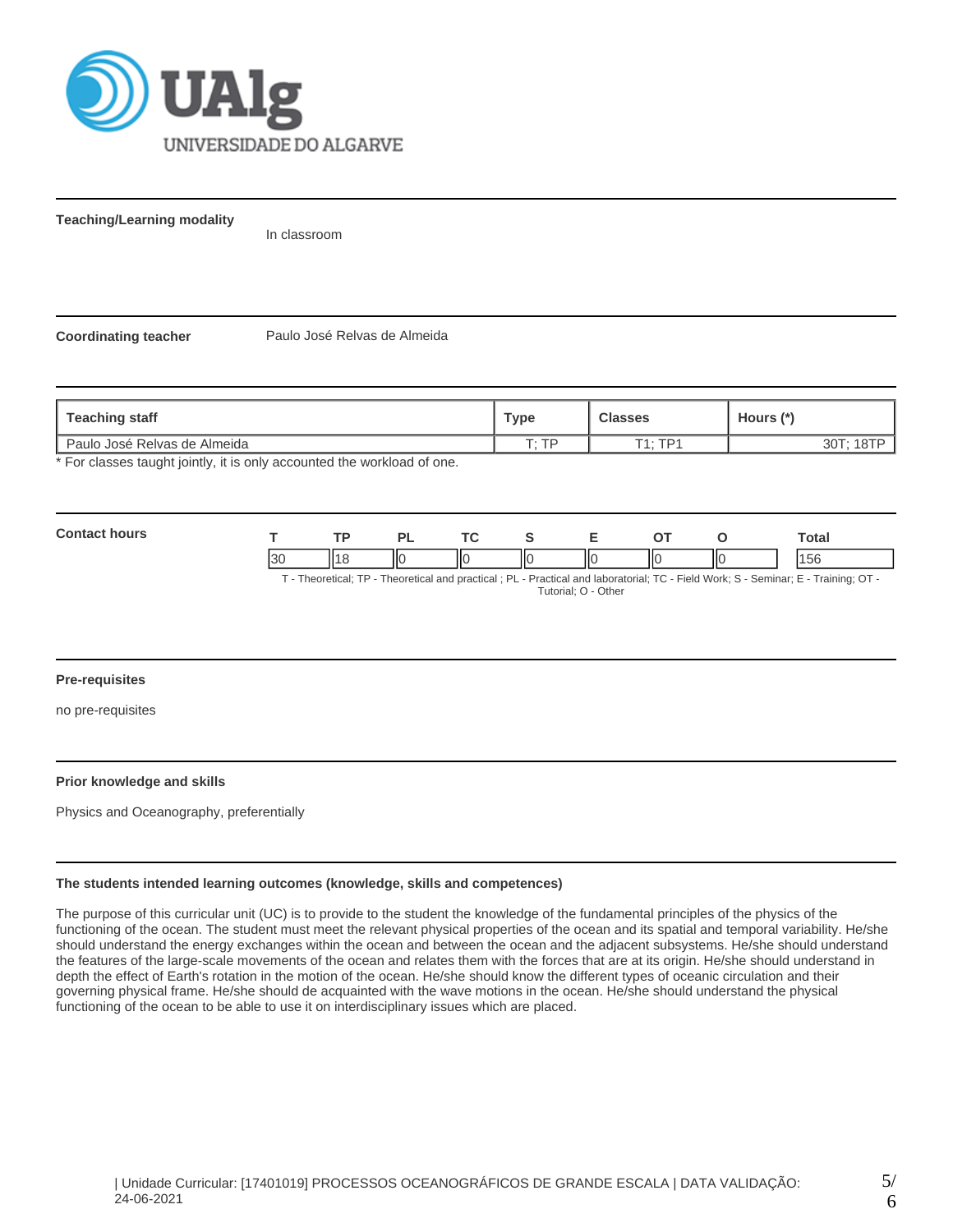**Teaching/Learning modality**

In classroom

**Coordinating teacher**

Paulo José Relvas de Almeida

| Teaching staff | Type | Classes | Hours (*) |
|---|---|---|---|
| Paulo José Relvas de Almeida | T; TP | T1; TP1 | 30T; 18TP |

* For classes taught jointly, it is only accounted the workload of one.

**Contact hours**

| T | TP | PL | TC | S | E | OT | O | Total |
|---|---|---|---|---|---|---|---|---|
| 30 | 18 | 0 | 0 | 0 | 0 | 0 | 0 | 156 |

T - Theoretical; TP - Theoretical and practical ; PL - Practical and laboratorial; TC - Field Work; S - Seminar; E - Training; OT - Tutorial; O - Other

**Pre-requisites**

no pre-requisites

**Prior knowledge and skills**

Physics and Oceanography, preferentially

**The students intended learning outcomes (knowledge, skills and competences)**

The purpose of this curricular unit (UC) is to provide to the student the knowledge of the fundamental principles of the physics of the functioning of the ocean. The student must meet the relevant physical properties of the ocean and its spatial and temporal variability. He/she should understand the energy exchanges within the ocean and between the ocean and the adjacent subsystems. He/she should understand the features of the large-scale movements of the ocean and relates them with the forces that are at its origin. He/she should understand in depth the effect of Earth's rotation in the motion of the ocean. He/she should know the different types of oceanic circulation and their governing physical frame. He/she should de acquainted with the wave motions in the ocean. He/she should understand the physical functioning of the ocean to be able to use it on interdisciplinary issues which are placed.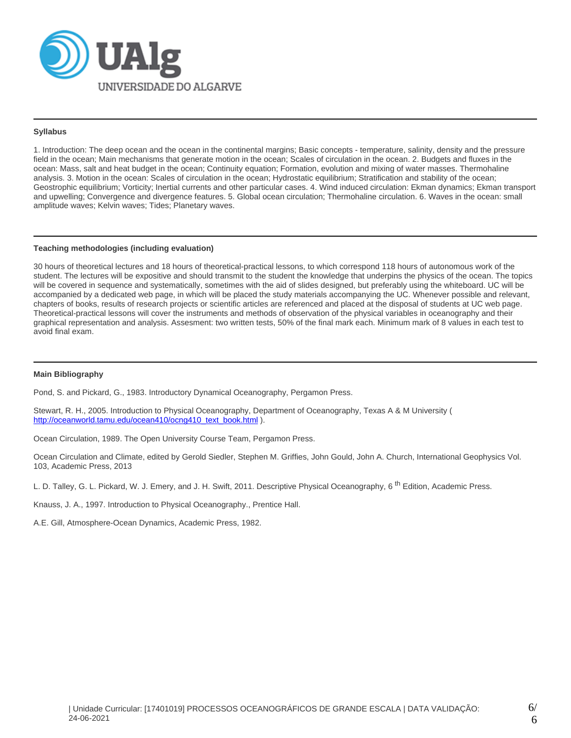## Syllabus

1. Introduction: The deep ocean and the ocean in the continental margins; Basic concepts - temperature, salinity, density and the pressure field in the ocean; Main mechanisms that generate motion in the ocean; Scales of circulation in the ocean. 2. Budgets and fluxes in the ocean: Mass, salt and heat budget in the ocean; Continuity equation; Formation, evolution and mixing of water masses. Thermohaline analysis. 3. Motion in the ocean: Scales of circulation in the ocean; Hydrostatic equilibrium; Stratification and stability of the ocean; Geostrophic equilibrium; Vorticity; Inertial currents and other particular cases. 4. Wind induced circulation: Ekman dynamics; Ekman transport and upwelling; Convergence and divergence features. 5. Global ocean circulation; Thermohaline circulation. 6. Waves in the ocean: small amplitude waves; Kelvin waves; Tides; Planetary waves.

## Teaching methodologies (including evaluation)

30 hours of theoretical lectures and 18 hours of theoretical-practical lessons, to which correspond 118 hours of autonomous work of the student. The lectures will be expositive and should transmit to the student the knowledge that underpins the physics of the ocean. The topics will be covered in sequence and systematically, sometimes with the aid of slides designed, but preferably using the whiteboard. UC will be accompanied by a dedicated web page, in which will be placed the study materials accompanying the UC. Whenever possible and relevant, chapters of books, results of research projects or scientific articles are referenced and placed at the disposal of students at UC web page. Theoretical-practical lessons will cover the instruments and methods of observation of the physical variables in oceanography and their graphical representation and analysis. Assesment: two written tests, 50% of the final mark each. Minimum mark of 8 values in each test to avoid final exam.

## Main Bibliography

Pond, S. and Pickard, G., 1983. Introductory Dynamical Oceanography, Pergamon Press.

Stewart, R. H., 2005. Introduction to Physical Oceanography, Department of Oceanography, Texas A & M University ( http://oceanworld.tamu.edu/ocean410/ocng410_text_book.html ).

Ocean Circulation, 1989. The Open University Course Team, Pergamon Press.

Ocean Circulation and Climate, edited by Gerold Siedler, Stephen M. Griffies, John Gould, John A. Church, International Geophysics Vol. 103, Academic Press, 2013

L. D. Talley, G. L. Pickard, W. J. Emery, and J. H. Swift, 2011. Descriptive Physical Oceanography, 6th Edition, Academic Press.

Knauss, J. A., 1997. Introduction to Physical Oceanography., Prentice Hall.

A.E. Gill, Atmosphere-Ocean Dynamics, Academic Press, 1982.